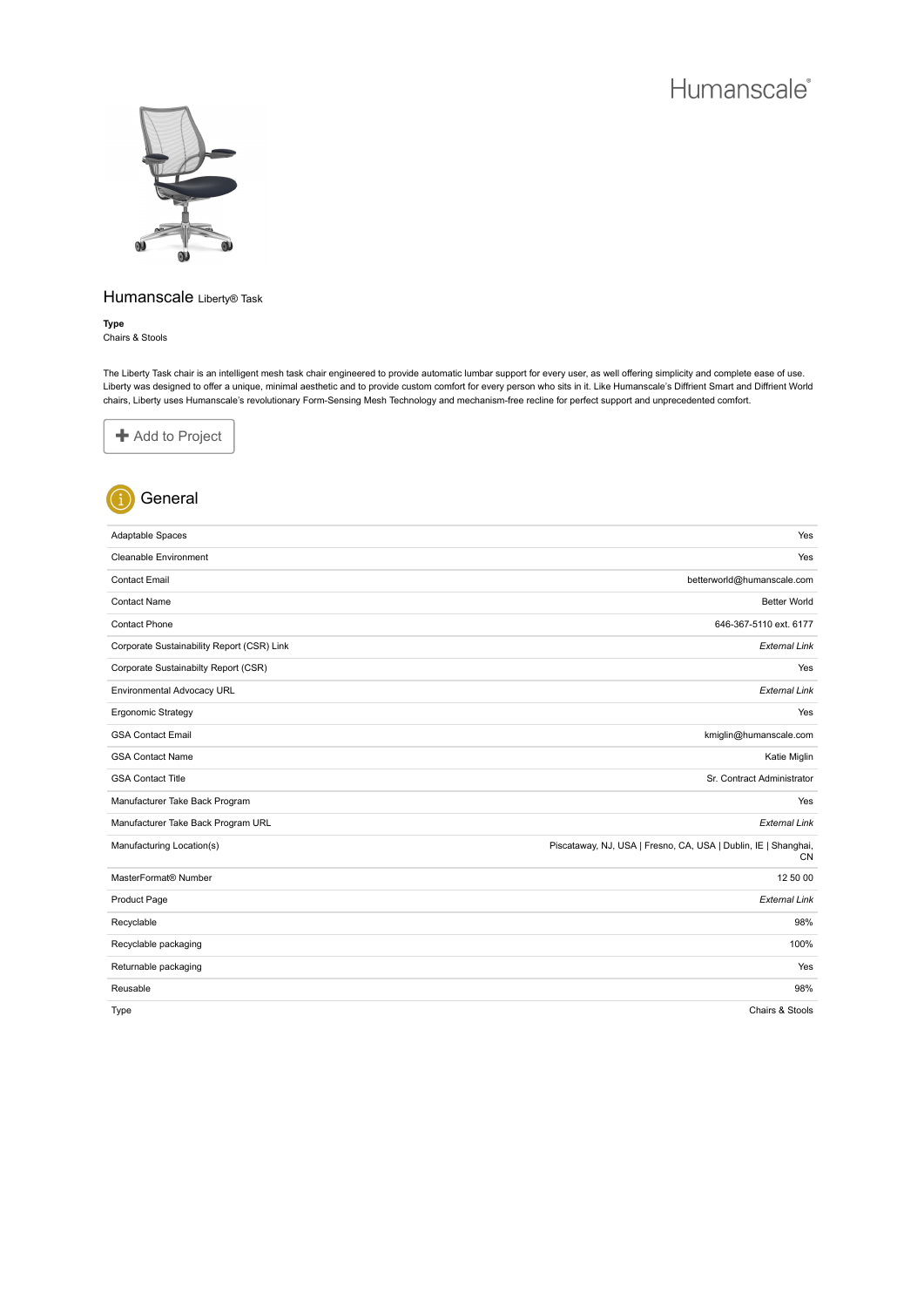Humanscale®

# Humanscale Liberty® Task

**Type**
Chairs & Stools

The Liberty Task chair is an intelligent mesh task chair engineered to provide automatic lumbar support for every user, as well offering simplicity and complete ease of use. Liberty was designed to offer a unique, minimal aesthetic and to provide custom comfort for every person who sits in it. Like Humanscale's Diffrient Smart and Diffrient World chairs, Liberty uses Humanscale's revolutionary Form-Sensing Mesh Technology and mechanism-free recline for perfect support and unprecedented comfort.

Add to Project

## General

| | |
|---|---|
| Adaptable Spaces | Yes |
| Cleanable Environment | Yes |
| Contact Email | betterworld@humanscale.com |
| Contact Name | Better World |
| Contact Phone | 646-367-5110 ext. 6177 |
| Corporate Sustainability Report (CSR) Link | *External Link* |
| Corporate Sustainabilty Report (CSR) | Yes |
| Environmental Advocacy URL | *External Link* |
| Ergonomic Strategy | Yes |
| GSA Contact Email | kmiglin@humanscale.com |
| GSA Contact Name | Katie Miglin |
| GSA Contact Title | Sr. Contract Administrator |
| Manufacturer Take Back Program | Yes |
| Manufacturer Take Back Program URL | *External Link* |
| Manufacturing Location(s) | Piscataway, NJ, USA \| Fresno, CA, USA \| Dublin, IE \| Shanghai, CN |
| MasterFormat® Number | 12 50 00 |
| Product Page | *External Link* |
| Recyclable | 98% |
| Recyclable packaging | 100% |
| Returnable packaging | Yes |
| Reusable | 98% |
| Type | Chairs & Stools |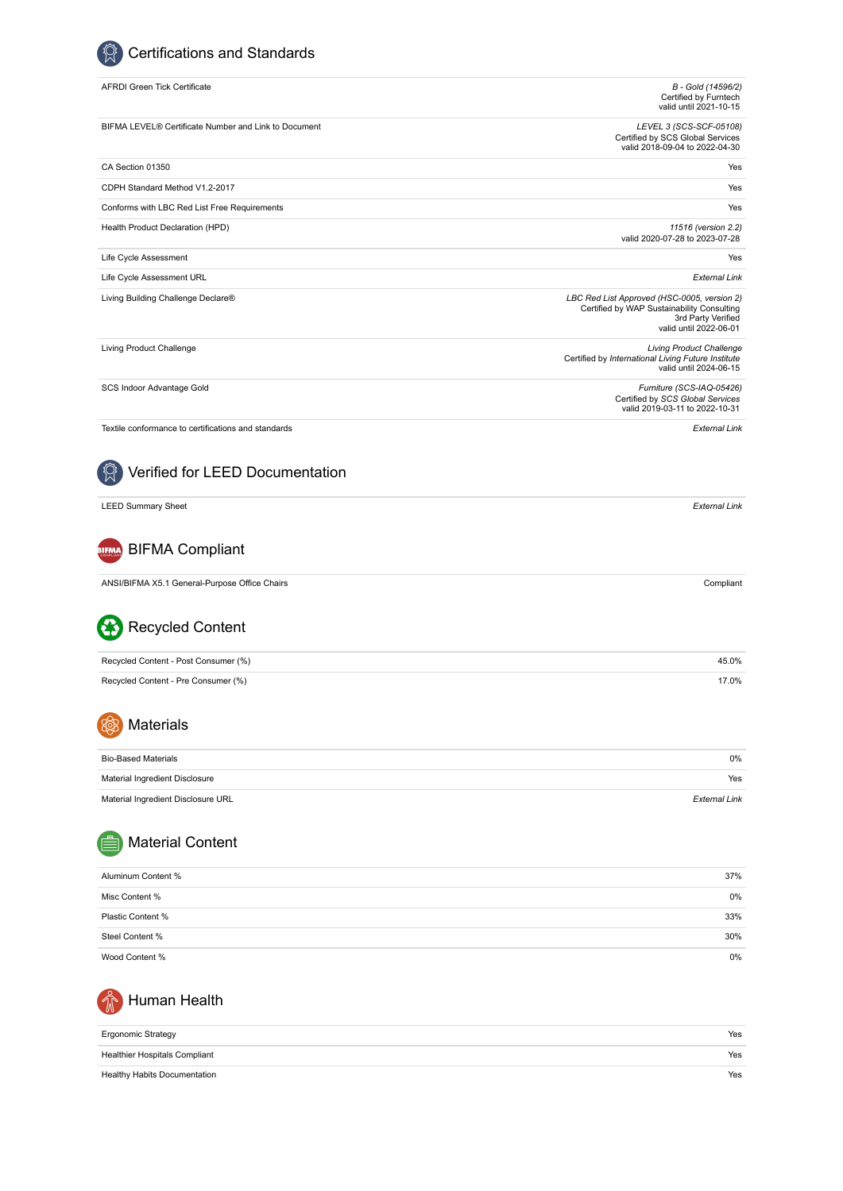## Certifications and Standards

| | |
|---|---|
| AFRDI Green Tick Certificate | *B - Gold (14596/2)*<br>Certified by Furntech<br>valid until 2021-10-15 |
| BIFMA LEVEL® Certificate Number and Link to Document | *LEVEL 3 (SCS-SCF-05108)*<br>Certified by SCS Global Services<br>valid 2018-09-04 to 2022-04-30 |
| CA Section 01350 | Yes |
| CDPH Standard Method V1.2-2017 | Yes |
| Conforms with LBC Red List Free Requirements | Yes |
| Health Product Declaration (HPD) | *11516 (version 2.2)*<br>valid 2020-07-28 to 2023-07-28 |
| Life Cycle Assessment | Yes |
| Life Cycle Assessment URL | *External Link* |
| Living Building Challenge Declare® | *LBC Red List Approved (HSC-0005, version 2)*<br>Certified by WAP Sustainability Consulting<br>3rd Party Verified<br>valid until 2022-06-01 |
| Living Product Challenge | *Living Product Challenge*<br>Certified by *International Living Future Institute*<br>valid until 2024-06-15 |
| SCS Indoor Advantage Gold | *Furniture (SCS-IAQ-05426)*<br>Certified by *SCS Global Services*<br>valid 2019-03-11 to 2022-10-31 |
| Textile conformance to certifications and standards | *External Link* |

## Verified for LEED Documentation

| | |
|---|---|
| LEED Summary Sheet | *External Link* |

## BIFMA Compliant

| | |
|---|---|
| ANSI/BIFMA X5.1 General-Purpose Office Chairs | Compliant |

## Recycled Content

| | |
|---|---|
| Recycled Content - Post Consumer (%) | 45.0% |
| Recycled Content - Pre Consumer (%) | 17.0% |

## Materials

| | |
|---|---|
| Bio-Based Materials | 0% |
| Material Ingredient Disclosure | Yes |
| Material Ingredient Disclosure URL | *External Link* |

## Material Content

| | |
|---|---|
| Aluminum Content % | 37% |
| Misc Content % | 0% |
| Plastic Content % | 33% |
| Steel Content % | 30% |
| Wood Content % | 0% |

## Human Health

| | |
|---|---|
| Ergonomic Strategy | Yes |
| Healthier Hospitals Compliant | Yes |
| Healthy Habits Documentation | Yes |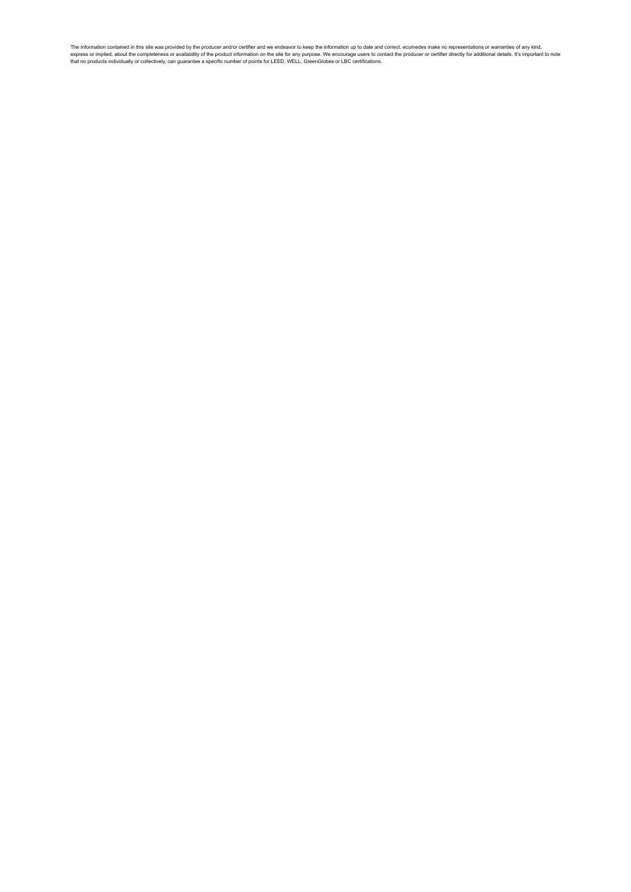The information contained in this site was provided by the producer and/or certifier and we endeavor to keep the information up to date and correct. ecomedes make no representations or warranties of any kind, express or implied, about the completeness or availability of the product information on the site for any purpose. We encourage users to contact the producer or certifier directly for additional details. It's important to note that no products individually or collectively, can guarantee a specific number of points for LEED, WELL, GreenGlobes or LBC certifications.